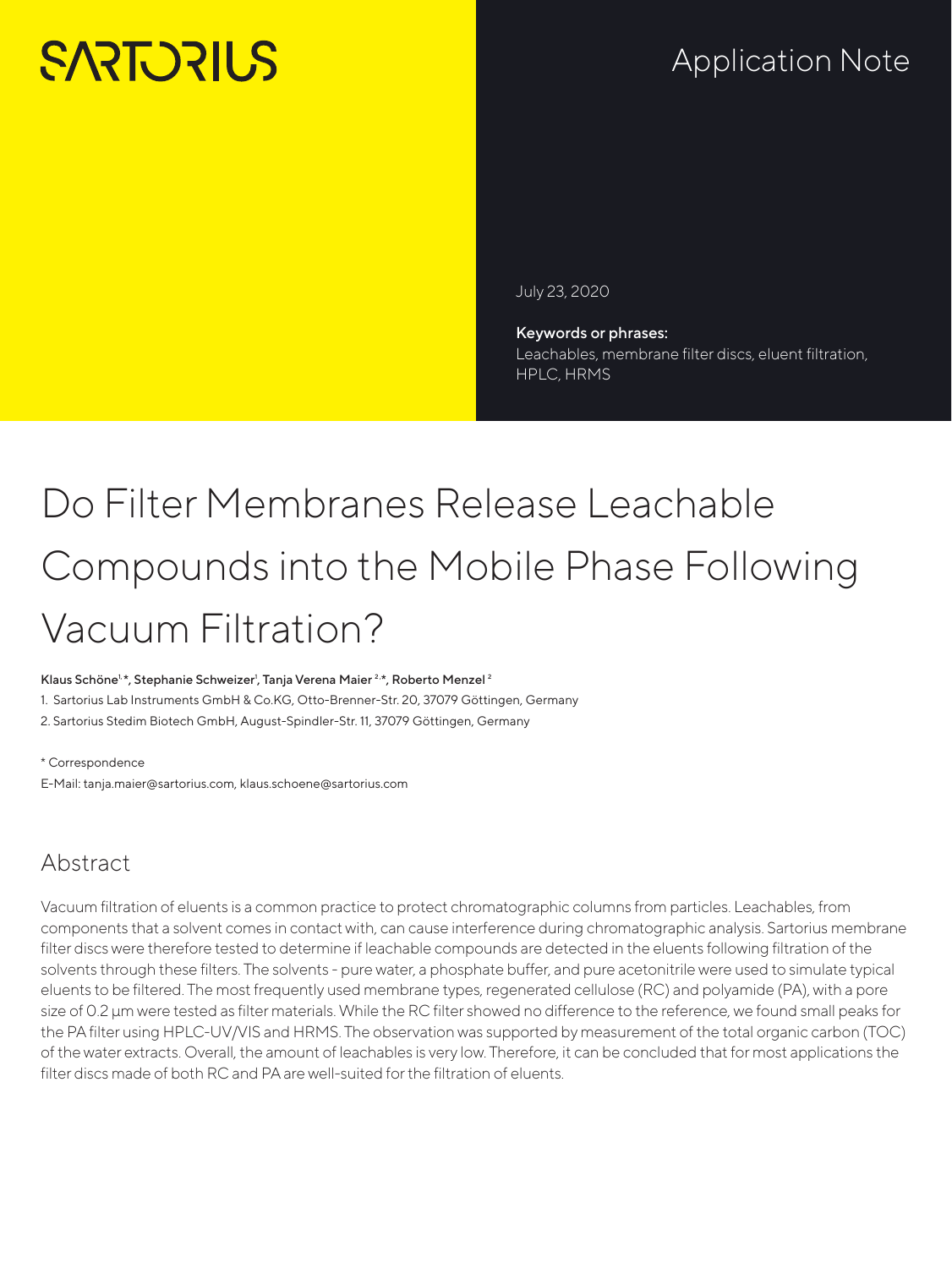SARTORIUS

Application Note

July 23, 2020

**Keywords or phrases:**
Leachables, membrane filter discs, eluent filtration, HPLC, HRMS

# Do Filter Membranes Release Leachable Compounds into the Mobile Phase Following Vacuum Filtration?

Klaus Schöne[1,*], Stephanie Schweizer[1], Tanja Verena Maier[2,*], Roberto Menzel[2]

1. Sartorius Lab Instruments GmbH & Co.KG, Otto-Brenner-Str. 20, 37079 Göttingen, Germany
2. Sartorius Stedim Biotech GmbH, August-Spindler-Str. 11, 37079 Göttingen, Germany

\* Correspondence
E-Mail: tanja.maier@sartorius.com, klaus.schoene@sartorius.com

## Abstract

Vacuum filtration of eluents is a common practice to protect chromatographic columns from particles. Leachables, from components that a solvent comes in contact with, can cause interference during chromatographic analysis. Sartorius membrane filter discs were therefore tested to determine if leachable compounds are detected in the eluents following filtration of the solvents through these filters. The solvents - pure water, a phosphate buffer, and pure acetonitrile were used to simulate typical eluents to be filtered. The most frequently used membrane types, regenerated cellulose (RC) and polyamide (PA), with a pore size of 0.2 µm were tested as filter materials. While the RC filter showed no difference to the reference, we found small peaks for the PA filter using HPLC-UV/VIS and HRMS. The observation was supported by measurement of the total organic carbon (TOC) of the water extracts. Overall, the amount of leachables is very low. Therefore, it can be concluded that for most applications the filter discs made of both RC and PA are well-suited for the filtration of eluents.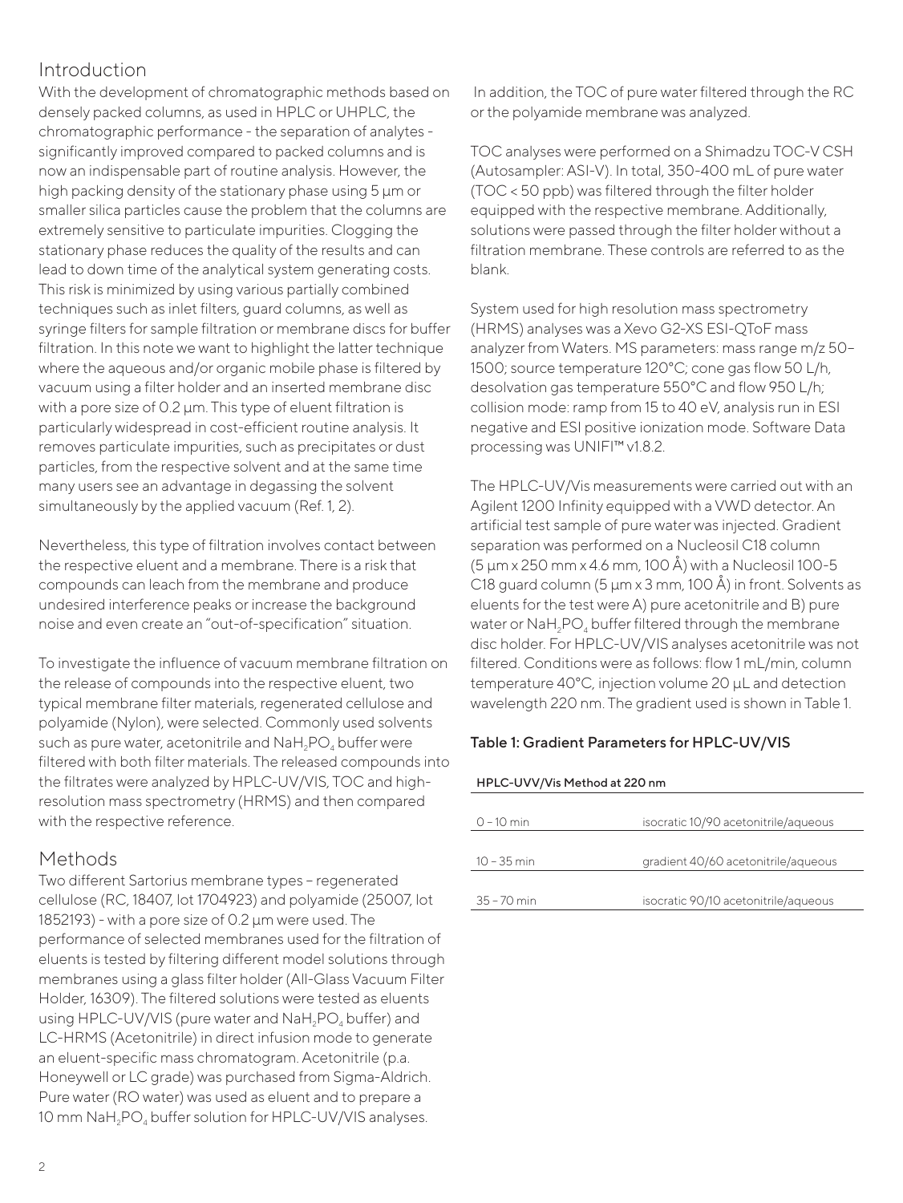## Introduction

With the development of chromatographic methods based on densely packed columns, as used in HPLC or UHPLC, the chromatographic performance - the separation of analytes - significantly improved compared to packed columns and is now an indispensable part of routine analysis. However, the high packing density of the stationary phase using 5 µm or smaller silica particles cause the problem that the columns are extremely sensitive to particulate impurities. Clogging the stationary phase reduces the quality of the results and can lead to down time of the analytical system generating costs. This risk is minimized by using various partially combined techniques such as inlet filters, guard columns, as well as syringe filters for sample filtration or membrane discs for buffer filtration. In this note we want to highlight the latter technique where the aqueous and/or organic mobile phase is filtered by vacuum using a filter holder and an inserted membrane disc with a pore size of 0.2 µm. This type of eluent filtration is particularly widespread in cost-efficient routine analysis. It removes particulate impurities, such as precipitates or dust particles, from the respective solvent and at the same time many users see an advantage in degassing the solvent simultaneously by the applied vacuum (Ref. 1, 2).

Nevertheless, this type of filtration involves contact between the respective eluent and a membrane. There is a risk that compounds can leach from the membrane and produce undesired interference peaks or increase the background noise and even create an "out-of-specification" situation.

To investigate the influence of vacuum membrane filtration on the release of compounds into the respective eluent, two typical membrane filter materials, regenerated cellulose and polyamide (Nylon), were selected. Commonly used solvents such as pure water, acetonitrile and $NaH_2PO_4$ buffer were filtered with both filter materials. The released compounds into the filtrates were analyzed by HPLC-UV/VIS, TOC and high-resolution mass spectrometry (HRMS) and then compared with the respective reference.

## Methods

Two different Sartorius membrane types – regenerated cellulose (RC, 18407, lot 1704923) and polyamide (25007, lot 1852193) - with a pore size of 0.2 µm were used. The performance of selected membranes used for the filtration of eluents is tested by filtering different model solutions through membranes using a glass filter holder (All-Glass Vacuum Filter Holder, 16309). The filtered solutions were tested as eluents using HPLC-UV/VIS (pure water and $NaH_2PO_4$ buffer) and LC-HRMS (Acetonitrile) in direct infusion mode to generate an eluent-specific mass chromatogram. Acetonitrile (p.a. Honeywell or LC grade) was purchased from Sigma-Aldrich. Pure water (RO water) was used as eluent and to prepare a 10 mm $NaH_2PO_4$ buffer solution for HPLC-UV/VIS analyses.

In addition, the TOC of pure water filtered through the RC or the polyamide membrane was analyzed.

TOC analyses were performed on a Shimadzu TOC-V CSH (Autosampler: ASI-V). In total, 350-400 mL of pure water (TOC < 50 ppb) was filtered through the filter holder equipped with the respective membrane. Additionally, solutions were passed through the filter holder without a filtration membrane. These controls are referred to as the blank.

System used for high resolution mass spectrometry (HRMS) analyses was a Xevo G2-XS ESI-QToF mass analyzer from Waters. MS parameters: mass range m/z 50–1500; source temperature 120°C; cone gas flow 50 L/h, desolvation gas temperature 550°C and flow 950 L/h; collision mode: ramp from 15 to 40 eV, analysis run in ESI negative and ESI positive ionization mode. Software Data processing was UNIFI™ v1.8.2.

The HPLC-UV/Vis measurements were carried out with an Agilent 1200 Infinity equipped with a VWD detector. An artificial test sample of pure water was injected. Gradient separation was performed on a Nucleosil C18 column (5 µm x 250 mm x 4.6 mm, 100 Å) with a Nucleosil 100-5 C18 guard column (5 µm x 3 mm, 100 Å) in front. Solvents as eluents for the test were A) pure acetonitrile and B) pure water or $NaH_2PO_4$ buffer filtered through the membrane disc holder. For HPLC-UV/VIS analyses acetonitrile was not filtered. Conditions were as follows: flow 1 mL/min, column temperature 40°C, injection volume 20 µL and detection wavelength 220 nm. The gradient used is shown in Table 1.

**Table 1: Gradient Parameters for HPLC-UV/VIS**

| HPLC-UVV/Vis Method at 220 nm | |
|---|---|
| 0 – 10 min | isocratic 10/90 acetonitrile/aqueous |
| 10 – 35 min | gradient 40/60 acetonitrile/aqueous |
| 35 – 70 min | isocratic 90/10 acetonitrile/aqueous |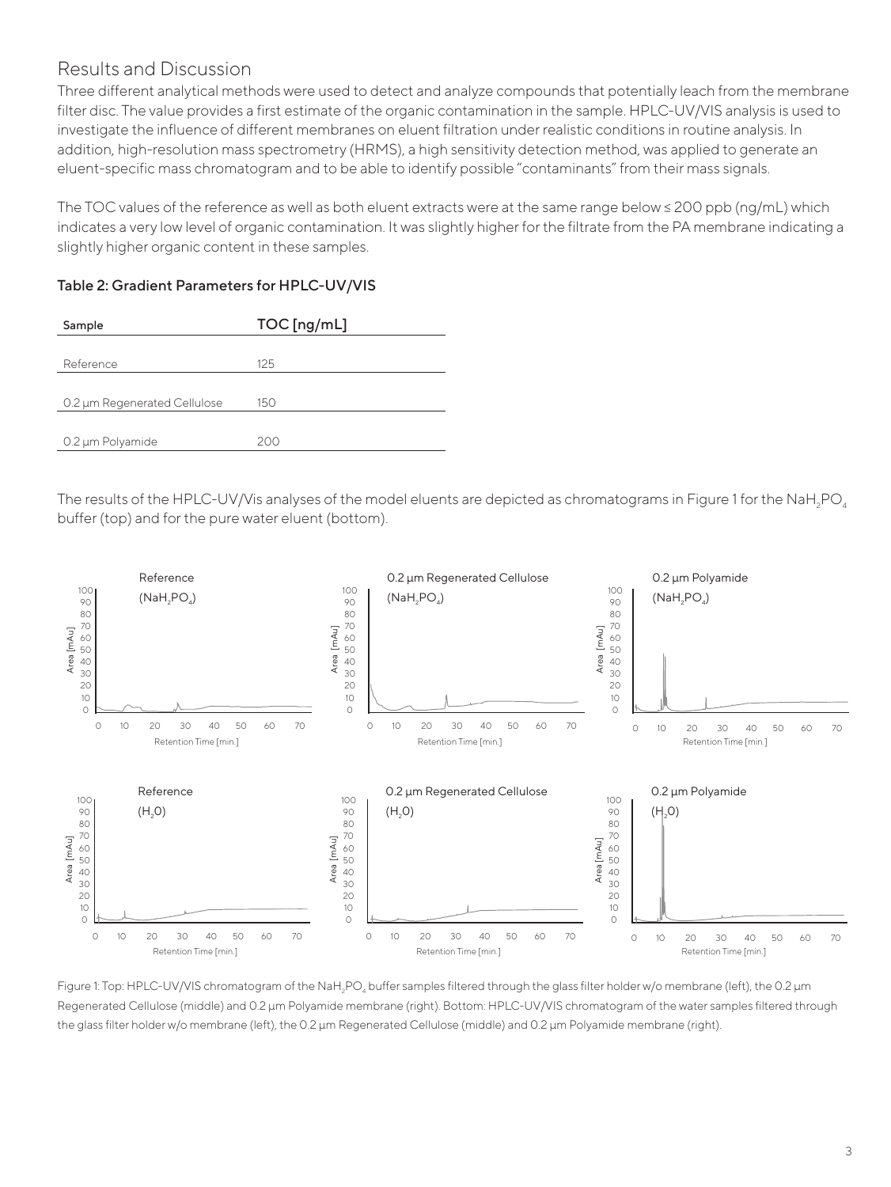## Results and Discussion

Three different analytical methods were used to detect and analyze compounds that potentially leach from the membrane filter disc. The value provides a first estimate of the organic contamination in the sample. HPLC-UV/VIS analysis is used to investigate the influence of different membranes on eluent filtration under realistic conditions in routine analysis. In addition, high-resolution mass spectrometry (HRMS), a high sensitivity detection method, was applied to generate an eluent-specific mass chromatogram and to be able to identify possible "contaminants" from their mass signals.

The TOC values of the reference as well as both eluent extracts were at the same range below ≤ 200 ppb (ng/mL) which indicates a very low level of organic contamination. It was slightly higher for the filtrate from the PA membrane indicating a slightly higher organic content in these samples.

**Table 2: Gradient Parameters for HPLC-UV/VIS**

| Sample | TOC [ng/mL] |
|---|---|
| Reference | 125 |
| 0.2 µm Regenerated Cellulose | 150 |
| 0.2 µm Polyamide | 200 |

The results of the HPLC-UV/Vis analyses of the model eluents are depicted as chromatograms in Figure 1 for the $NaH_2PO_4$ buffer (top) and for the pure water eluent (bottom).

Figure 1: Top: HPLC-UV/VIS chromatogram of the $NaH_2PO_4$ buffer samples filtered through the glass filter holder w/o membrane (left), the 0.2 µm Regenerated Cellulose (middle) and 0.2 µm Polyamide membrane (right). Bottom: HPLC-UV/VIS chromatogram of the water samples filtered through the glass filter holder w/o membrane (left), the 0.2 µm Regenerated Cellulose (middle) and 0.2 µm Polyamide membrane (right).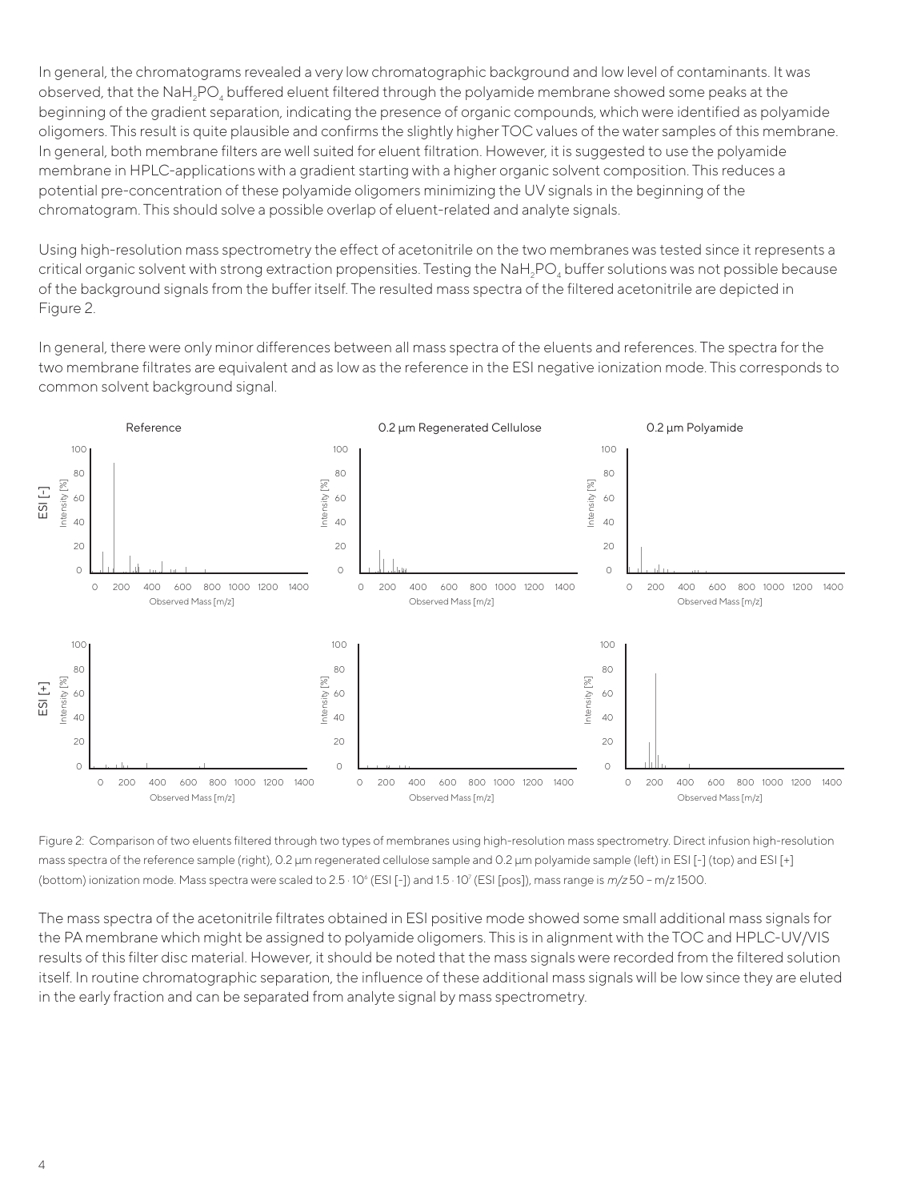In general, the chromatograms revealed a very low chromatographic background and low level of contaminants. It was observed, that the $NaH_2PO_4$ buffered eluent filtered through the polyamide membrane showed some peaks at the beginning of the gradient separation, indicating the presence of organic compounds, which were identified as polyamide oligomers. This result is quite plausible and confirms the slightly higher TOC values of the water samples of this membrane. In general, both membrane filters are well suited for eluent filtration. However, it is suggested to use the polyamide membrane in HPLC-applications with a gradient starting with a higher organic solvent composition. This reduces a potential pre-concentration of these polyamide oligomers minimizing the UV signals in the beginning of the chromatogram. This should solve a possible overlap of eluent-related and analyte signals.

Using high-resolution mass spectrometry the effect of acetonitrile on the two membranes was tested since it represents a critical organic solvent with strong extraction propensities. Testing the $NaH_2PO_4$ buffer solutions was not possible because of the background signals from the buffer itself. The resulted mass spectra of the filtered acetonitrile are depicted in Figure 2.

In general, there were only minor differences between all mass spectra of the eluents and references. The spectra for the two membrane filtrates are equivalent and as low as the reference in the ESI negative ionization mode. This corresponds to common solvent background signal.

Figure 2: Comparison of two eluents filtered through two types of membranes using high-resolution mass spectrometry. Direct infusion high-resolution mass spectra of the reference sample (right), 0.2 µm regenerated cellulose sample and 0.2 µm polyamide sample (left) in ESI [-] (top) and ESI [+] (bottom) ionization mode. Mass spectra were scaled to $2.5 \cdot 10^6$ (ESI [-]) and $1.5 \cdot 10^7$ (ESI [pos]), mass range is *m/z* 50 – m/z 1500.

The mass spectra of the acetonitrile filtrates obtained in ESI positive mode showed some small additional mass signals for the PA membrane which might be assigned to polyamide oligomers. This is in alignment with the TOC and HPLC-UV/VIS results of this filter disc material. However, it should be noted that the mass signals were recorded from the filtered solution itself. In routine chromatographic separation, the influence of these additional mass signals will be low since they are eluted in the early fraction and can be separated from analyte signal by mass spectrometry.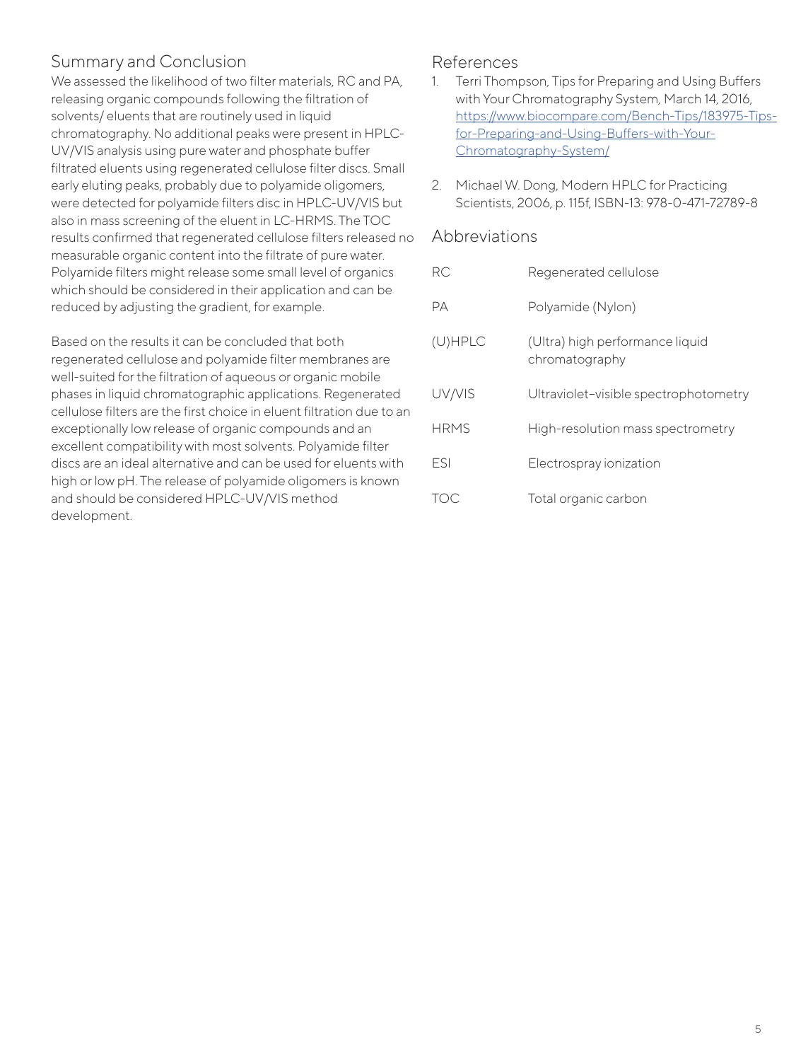## Summary and Conclusion

We assessed the likelihood of two filter materials, RC and PA, releasing organic compounds following the filtration of solvents/ eluents that are routinely used in liquid chromatography. No additional peaks were present in HPLC-UV/VIS analysis using pure water and phosphate buffer filtrated eluents using regenerated cellulose filter discs. Small early eluting peaks, probably due to polyamide oligomers, were detected for polyamide filters disc in HPLC-UV/VIS but also in mass screening of the eluent in LC-HRMS. The TOC results confirmed that regenerated cellulose filters released no measurable organic content into the filtrate of pure water. Polyamide filters might release some small level of organics which should be considered in their application and can be reduced by adjusting the gradient, for example.

Based on the results it can be concluded that both regenerated cellulose and polyamide filter membranes are well-suited for the filtration of aqueous or organic mobile phases in liquid chromatographic applications. Regenerated cellulose filters are the first choice in eluent filtration due to an exceptionally low release of organic compounds and an excellent compatibility with most solvents. Polyamide filter discs are an ideal alternative and can be used for eluents with high or low pH. The release of polyamide oligomers is known and should be considered HPLC-UV/VIS method development.

## References

1. Terri Thompson, Tips for Preparing and Using Buffers with Your Chromatography System, March 14, 2016, https://www.biocompare.com/Bench-Tips/183975-Tips-for-Preparing-and-Using-Buffers-with-Your-Chromatography-System/

2. Michael W. Dong, Modern HPLC for Practicing Scientists, 2006, p. 115f, ISBN-13: 978-0-471-72789-8

## Abbreviations

| | |
|---|---|
| RC | Regenerated cellulose |
| PA | Polyamide (Nylon) |
| (U)HPLC | (Ultra) high performance liquid chromatography |
| UV/VIS | Ultraviolet–visible spectrophotometry |
| HRMS | High-resolution mass spectrometry |
| ESI | Electrospray ionization |
| TOC | Total organic carbon |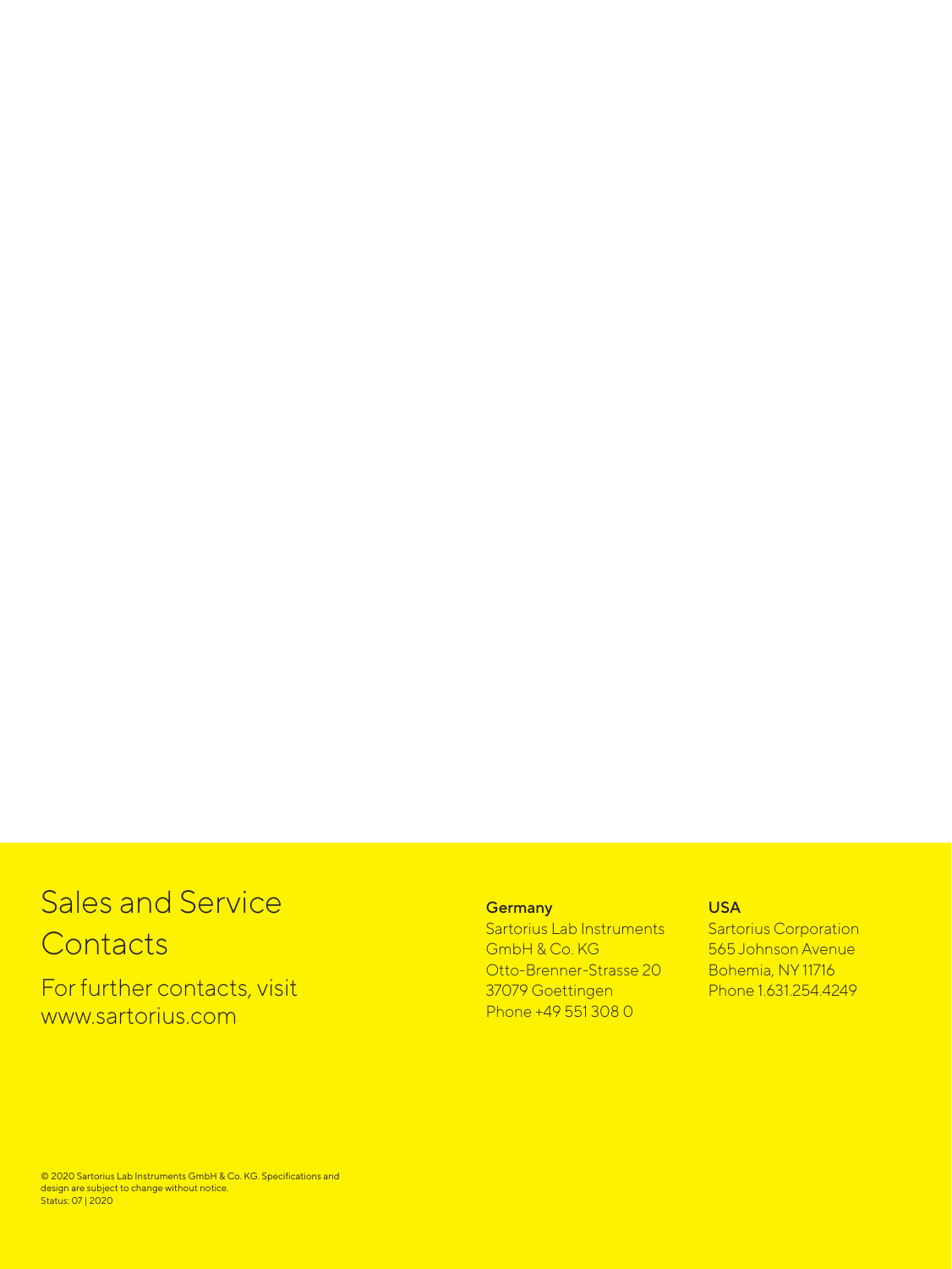## Sales and Service Contacts

For further contacts, visit www.sartorius.com

**Germany**
Sartorius Lab Instruments GmbH & Co. KG
Otto-Brenner-Strasse 20
37079 Goettingen
Phone +49 551 308 0

**USA**
Sartorius Corporation
565 Johnson Avenue
Bohemia, NY 11716
Phone 1.631.254.4249

© 2020 Sartorius Lab Instruments GmbH & Co. KG. Specifications and design are subject to change without notice.
Status: 07 | 2020